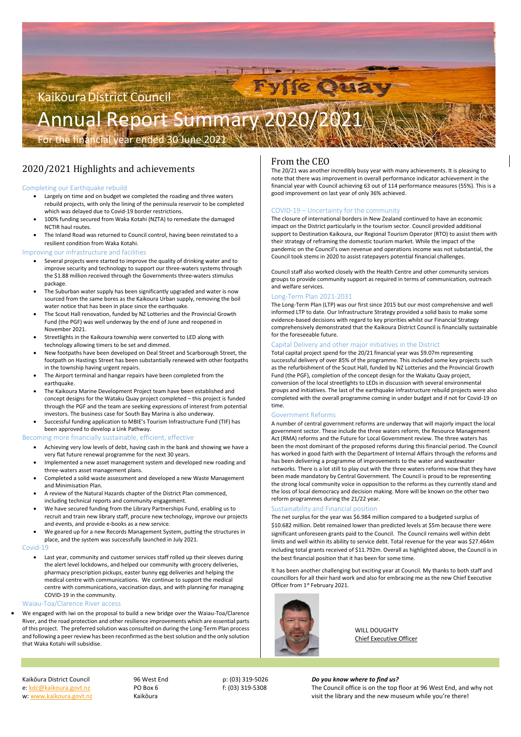# Kaikōura District Council

# Annual Report Summary 2020/2021

For the financial year ended 30 June 2021

## 2020/2021 Highlights and achievements

### Completing our Earthquake rebuild

- Largely on time and on budget we completed the roading and three waters rebuild projects, with only the lining of the peninsula reservoir to be completed which was delayed due to Covid-19 border restrictions.
- 100% funding secured from Waka Kotahi (NZTA) to remediate the damaged NCTIR haul routes.
- The Inland Road was returned to Council control, having been reinstated to a resilient condition from Waka Kotahi.

### Improving our infrastructure and facilities

- Several projects were started to improve the quality of drinking water and to improve security and technology to support our three-waters systems through the $1.88 million received through the Governments three-waters stimulus package.
- The Suburban water supply has been significantly upgraded and water is now sourced from the same bores as the Kaikoura Urban supply, removing the boil water notice that has been in place since the earthquake.
- The Scout Hall renovation, funded by NZ Lotteries and the Provincial Growth Fund (the PGF) was well underway by the end of June and reopened in November 2021.
- Streetlights in the Kaikoura township were converted to LED along with technology allowing timers to be set and dimmed.
- New footpaths have been developed on Deal Street and Scarborough Street, the footpath on Hastings Street has been substantially renewed with other footpaths in the township having urgent repairs.
- The Airport terminal and hangar repairs have been completed from the earthquake.
- The Kaikoura Marine Development Project team have been established and concept designs for the Wataku Quay project completed – this project is funded through the PGF and the team are seeking expressions of interest from potential investors. The business case for South Bay Marina is also underway.
- Successful funding application to MBIE's Tourism Infrastructure Fund (TIF) has been approved to develop a Link Pathway.

### Becoming more financially sustainable, efficient, effective

- Achieving very low levels of debt, having cash in the bank and showing we have a very flat future renewal programme for the next 30 years.
- Implemented a new asset management system and developed new roading and three-waters asset management plans.
- Completed a solid waste assessment and developed a new Waste Management and Minimisation Plan.
- A review of the Natural Hazards chapter of the District Plan commenced, including technical reports and community engagement.
- We have secured funding from the Library Partnerships Fund, enabling us to recruit and train new library staff, procure new technology, improve our projects and events, and provide e-books as a new service.
- We geared up for a new Records Management System, putting the structures in place, and the system was successfully launched in July 2021.

### Covid-19

- Last year, community and customer services staff rolled up their sleeves during the alert level lockdowns, and helped our community with grocery deliveries, pharmacy prescription pickups, easter bunny egg deliveries and helping the medical centre with communications. We continue to support the medical centre with communications, vaccination days, and with planning for managing COVID-19 in the community.

### Waiau-Toa/Clarence River access

- We engaged with Iwi on the proposal to build a new bridge over the Waiau-Toa/Clarence River, and the road protection and other resilience improvements which are essential parts of this project. The preferred solution was consulted on during the Long-Term Plan process and following a peer review has been reconfirmed as the best solution and the only solution that Waka Kotahi will subsidise.

## From the CEO

The 20/21 was another incredibly busy year with many achievements. It is pleasing to note that there was improvement in overall performance indicator achievement in the financial year with Council achieving 63 out of 114 performance measures (55%). This is a good improvement on last year of only 36% achieved.

### COVID-19 – Uncertainty for the community

The closure of international borders in New Zealand continued to have an economic impact on the District particularly in the tourism sector. Council provided additional support to Destination Kaikoura, our Regional Tourism Operator (RTO) to assist them with their strategy of reframing the domestic tourism market. While the impact of the pandemic on the Council's own revenue and operations income was not substantial, the Council took stems in 2020 to assist ratepayers potential financial challenges.

Council staff also worked closely with the Health Centre and other community services groups to provide community support as required in terms of communication, outreach and welfare services.

### Long-Term Plan 2021-2031

The Long-Term Plan (LTP) was our first since 2015 but our most comprehensive and well informed LTP to date. Our Infrastructure Strategy provided a solid basis to make some evidence-based decisions with regard to key priorities whilst our Financial Strategy comprehensively demonstrated that the Kaikoura District Council is financially sustainable for the foreseeable future.

### Capital Delivery and other major initiatives in the District

Total capital project spend for the 20/21 financial year was $9.07m representing successful delivery of over 85% of the programme. This included some key projects such as the refurbishment of the Scout Hall, funded by NZ Lotteries and the Provincial Growth Fund (the PGF), completion of the concept design for the Wakatu Quay project, conversion of the local streetlights to LEDs in discussion with several environmental groups and initiatives. The last of the earthquake infrastructure rebuild projects were also completed with the overall programme coming in under budget and if not for Covid-19 on time.

### Government Reforms

A number of central government reforms are underway that will majorly impact the local government sector. These include the three waters reform, the Resource Management Act (RMA) reforms and the Future for Local Government review. The three waters has been the most dominant of the proposed reforms during this financial period. The Council has worked in good faith with the Department of Internal Affairs through the reforms and has been delivering a programme of improvements to the water and wastewater networks. There is a lot still to play out with the three waters reforms now that they have been made mandatory by Central Government. The Council is proud to be representing the strong local community voice in opposition to the reforms as they currently stand and the loss of local democracy and decision making. More will be known on the other two reform programmes during the 21/22 year.

### Sustainability and Financial position

The net surplus for the year was $6.984 million compared to a budgeted surplus of $10.682 million. Debt remained lower than predicted levels at $5m because there were significant unforeseen grants paid to the Council. The Council remains well within debt limits and well within its ability to service debt. Total revenue for the year was $27.464m including total grants received of $11.792m. Overall as highlighted above, the Council is in the best financial position that it has been for some time.

It has been another challenging but exciting year at Council. My thanks to both staff and councillors for all their hard work and also for embracing me as the new Chief Executive Officer from 1st February 2021.

WILL DOUGHTY
Chief Executive Officer

---

Kaikōura District Council
e: kdc@kaikoura.govt.nz
w: www.kaikoura.govt.nz

96 West End
PO Box 6
Kaikōura

p: (03) 319-5026
f: (03) 319-5308

***Do you know where to find us?***
The Council office is on the top floor at 96 West End, and why not visit the library and the new museum while you're there!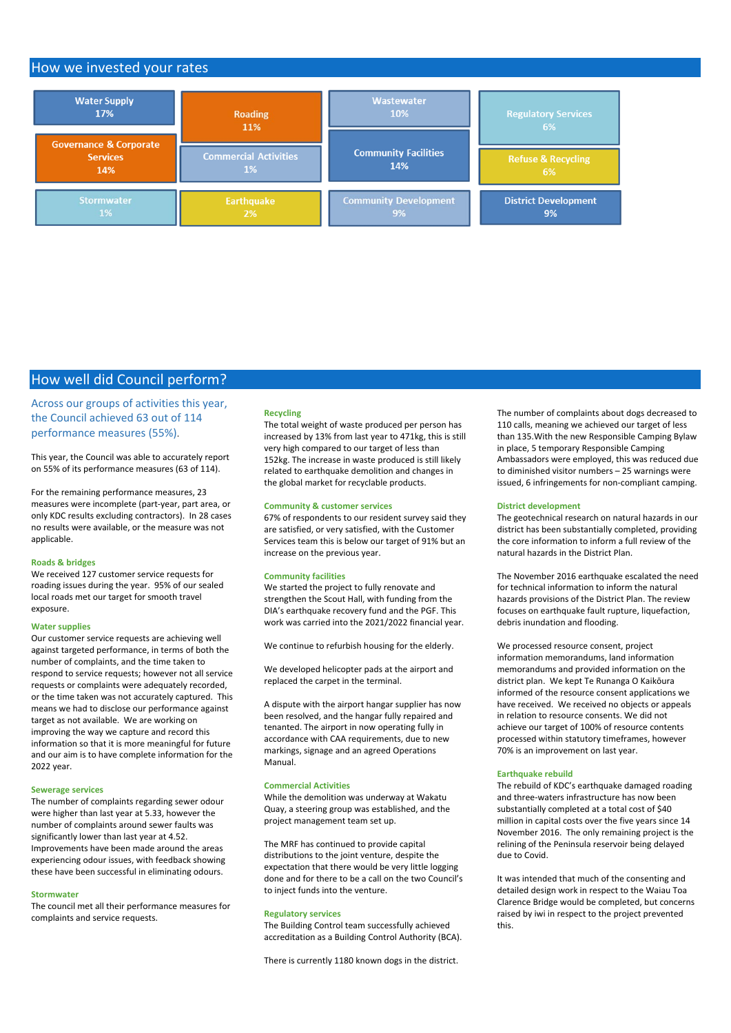## How we invested your rates

| Category | Percentage |
|---|---|
| Water Supply | 17% |
| Roading | 11% |
| Wastewater | 10% |
| Regulatory Services | 6% |
| Governance & Corporate Services | 14% |
| Commercial Activities | 1% |
| Community Facilities | 14% |
| Refuse & Recycling | 6% |
| Stormwater | 1% |
| Earthquake | 2% |
| Community Development | 9% |
| District Development | 9% |

## How well did Council perform?

Across our groups of activities this year, the Council achieved 63 out of 114 performance measures (55%).

This year, the Council was able to accurately report on 55% of its performance measures (63 of 114).

For the remaining performance measures, 23 measures were incomplete (part-year, part area, or only KDC results excluding contractors). In 28 cases no results were available, or the measure was not applicable.

### Roads & bridges

We received 127 customer service requests for roading issues during the year. 95% of our sealed local roads met our target for smooth travel exposure.

### Water supplies

Our customer service requests are achieving well against targeted performance, in terms of both the number of complaints, and the time taken to respond to service requests; however not all service requests or complaints were adequately recorded, or the time taken was not accurately captured. This means we had to disclose our performance against target as not available. We are working on improving the way we capture and record this information so that it is more meaningful for future and our aim is to have complete information for the 2022 year.

### Sewerage services

The number of complaints regarding sewer odour were higher than last year at 5.33, however the number of complaints around sewer faults was significantly lower than last year at 4.52. Improvements have been made around the areas experiencing odour issues, with feedback showing these have been successful in eliminating odours.

### Stormwater

The council met all their performance measures for complaints and service requests.

### Recycling

The total weight of waste produced per person has increased by 13% from last year to 471kg, this is still very high compared to our target of less than 152kg. The increase in waste produced is still likely related to earthquake demolition and changes in the global market for recyclable products.

### Community & customer services

67% of respondents to our resident survey said they are satisfied, or very satisfied, with the Customer Services team this is below our target of 91% but an increase on the previous year.

### Community facilities

We started the project to fully renovate and strengthen the Scout Hall, with funding from the DIA's earthquake recovery fund and the PGF. This work was carried into the 2021/2022 financial year.

We continue to refurbish housing for the elderly.

We developed helicopter pads at the airport and replaced the carpet in the terminal.

A dispute with the airport hangar supplier has now been resolved, and the hangar fully repaired and tenanted. The airport in now operating fully in accordance with CAA requirements, due to new markings, signage and an agreed Operations Manual.

### Commercial Activities

While the demolition was underway at Wakatu Quay, a steering group was established, and the project management team set up.

The MRF has continued to provide capital distributions to the joint venture, despite the expectation that there would be very little logging done and for there to be a call on the two Council's to inject funds into the venture.

### Regulatory services

The Building Control team successfully achieved accreditation as a Building Control Authority (BCA).

There is currently 1180 known dogs in the district.

The number of complaints about dogs decreased to 110 calls, meaning we achieved our target of less than 135.With the new Responsible Camping Bylaw in place, 5 temporary Responsible Camping Ambassadors were employed, this was reduced due to diminished visitor numbers – 25 warnings were issued, 6 infringements for non-compliant camping.

### District development

The geotechnical research on natural hazards in our district has been substantially completed, providing the core information to inform a full review of the natural hazards in the District Plan.

The November 2016 earthquake escalated the need for technical information to inform the natural hazards provisions of the District Plan. The review focuses on earthquake fault rupture, liquefaction, debris inundation and flooding.

We processed resource consent, project information memorandums, land information memorandums and provided information on the district plan. We kept Te Runanga O Kaikōura informed of the resource consent applications we have received. We received no objects or appeals in relation to resource consents. We did not achieve our target of 100% of resource contents processed within statutory timeframes, however 70% is an improvement on last year.

### Earthquake rebuild

The rebuild of KDC's earthquake damaged roading and three-waters infrastructure has now been substantially completed at a total cost of $40 million in capital costs over the five years since 14 November 2016. The only remaining project is the relining of the Peninsula reservoir being delayed due to Covid.

It was intended that much of the consenting and detailed design work in respect to the Waiau Toa Clarence Bridge would be completed, but concerns raised by iwi in respect to the project prevented this.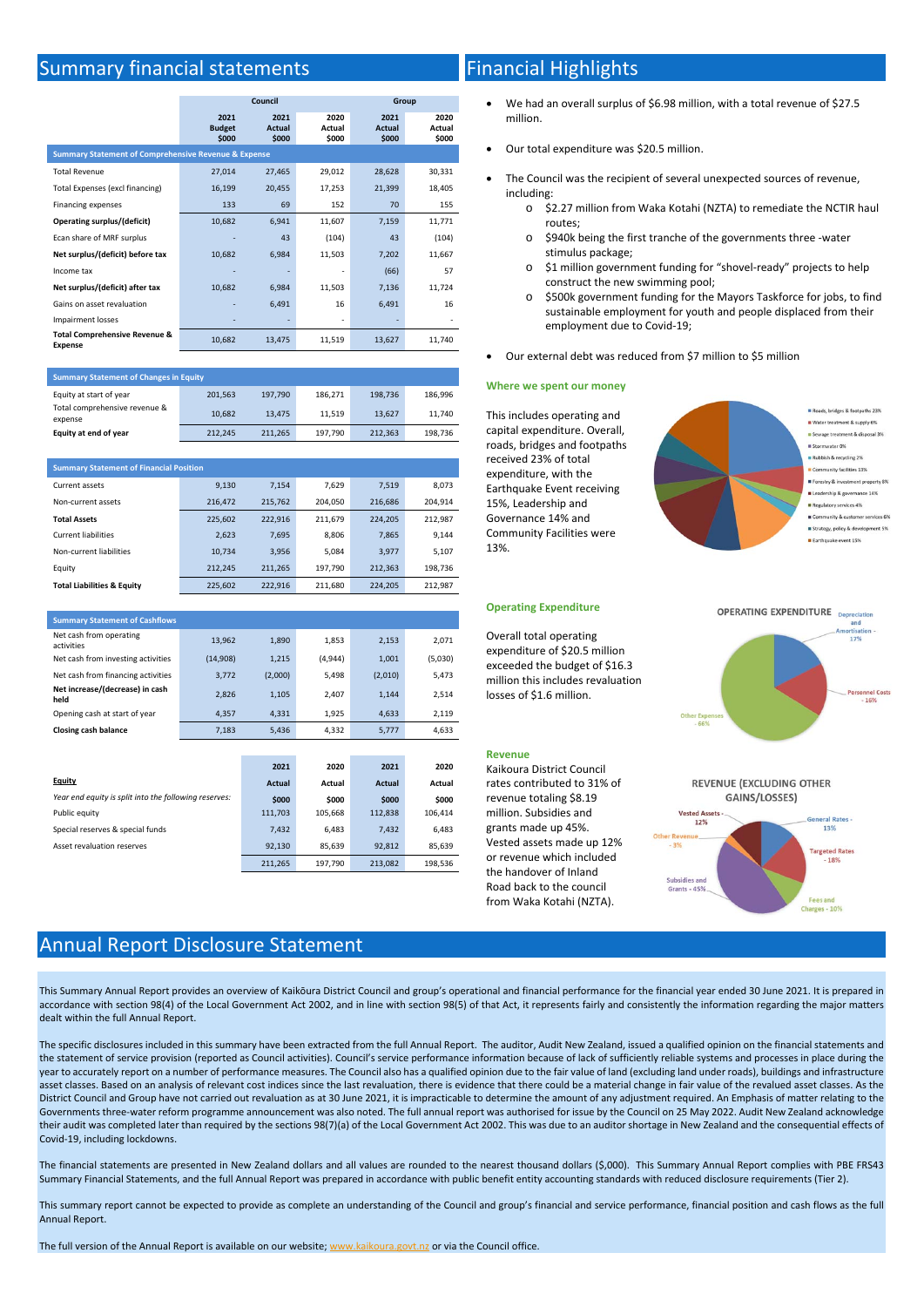# Summary financial statements

| | Council | | | Group | |
|---|---|---|---|---|---|
| | 2021 Budget $000 | 2021 Actual $000 | 2020 Actual $000 | 2021 Actual $000 | 2020 Actual $000 |
| **Summary Statement of Comprehensive Revenue & Expense** | | | | | |
| Total Revenue | 27,014 | 27,465 | 29,012 | 28,628 | 30,331 |
| Total Expenses (excl financing) | 16,199 | 20,455 | 17,253 | 21,399 | 18,405 |
| Financing expenses | 133 | 69 | 152 | 70 | 155 |
| **Operating surplus/(deficit)** | 10,682 | 6,941 | 11,607 | 7,159 | 11,771 |
| Ecan share of MRF surplus | - | 43 | (104) | 43 | (104) |
| **Net surplus/(deficit) before tax** | 10,682 | 6,984 | 11,503 | 7,202 | 11,667 |
| Income tax | - | - | - | (66) | 57 |
| **Net surplus/(deficit) after tax** | 10,682 | 6,984 | 11,503 | 7,136 | 11,724 |
| Gains on asset revaluation | - | 6,491 | 16 | 6,491 | 16 |
| Impairment losses | - | - | - | - | - |
| **Total Comprehensive Revenue & Expense** | 10,682 | 13,475 | 11,519 | 13,627 | 11,740 |

| **Summary Statement of Changes in Equity** | | | | | |
|---|---|---|---|---|---|
| Equity at start of year | 201,563 | 197,790 | 186,271 | 198,736 | 186,996 |
| Total comprehensive revenue & expense | 10,682 | 13,475 | 11,519 | 13,627 | 11,740 |
| **Equity at end of year** | 212,245 | 211,265 | 197,790 | 212,363 | 198,736 |

| **Summary Statement of Financial Position** | | | | | |
|---|---|---|---|---|---|
| Current assets | 9,130 | 7,154 | 7,629 | 7,519 | 8,073 |
| Non-current assets | 216,472 | 215,762 | 204,050 | 216,686 | 204,914 |
| **Total Assets** | 225,602 | 222,916 | 211,679 | 224,205 | 212,987 |
| Current liabilities | 2,623 | 7,695 | 8,806 | 7,865 | 9,144 |
| Non-current liabilities | 10,734 | 3,956 | 5,084 | 3,977 | 5,107 |
| Equity | 212,245 | 211,265 | 197,790 | 212,363 | 198,736 |
| **Total Liabilities & Equity** | 225,602 | 222,916 | 211,680 | 224,205 | 212,987 |

| **Summary Statement of Cashflows** | | | | | |
|---|---|---|---|---|---|
| Net cash from operating activities | 13,962 | 1,890 | 1,853 | 2,153 | 2,071 |
| Net cash from investing activities | (14,908) | 1,215 | (4,944) | 1,001 | (5,030) |
| Net cash from financing activities | 3,772 | (2,000) | 5,498 | (2,010) | 5,473 |
| **Net increase/(decrease) in cash held** | 2,826 | 1,105 | 2,407 | 1,144 | 2,514 |
| Opening cash at start of year | 4,357 | 4,331 | 1,925 | 4,633 | 2,119 |
| **Closing cash balance** | 7,183 | 5,436 | 4,332 | 5,777 | 4,633 |

| **Equity** | 2021 Actual | 2020 Actual | 2021 Actual | 2020 Actual |
|---|---|---|---|---|
| *Year end equity is split into the following reserves:* | $000 | $000 | $000 | $000 |
| Public equity | 111,703 | 105,668 | 112,838 | 106,414 |
| Special reserves & special funds | 7,432 | 6,483 | 7,432 | 6,483 |
| Asset revaluation reserves | 92,130 | 85,639 | 92,812 | 85,639 |
| | 211,265 | 197,790 | 213,082 | 198,536 |

# Financial Highlights

- We had an overall surplus of $6.98 million, with a total revenue of $27.5 million.
- Our total expenditure was $20.5 million.
- The Council was the recipient of several unexpected sources of revenue, including:
  - $2.27 million from Waka Kotahi (NZTA) to remediate the NCTIR haul routes;
  - $940k being the first tranche of the governments three -water stimulus package;
  - $1 million government funding for "shovel-ready" projects to help construct the new swimming pool;
  - $500k government funding for the Mayors Taskforce for jobs, to find sustainable employment for youth and people displaced from their employment due to Covid-19;
- Our external debt was reduced from $7 million to $5 million

### Where we spent our money

This includes operating and capital expenditure. Overall, roads, bridges and footpaths received 23% of total expenditure, with the Earthquake Event receiving 15%, Leadership and Governance 14% and Community Facilities were 13%.

Roads, bridges & footpaths 23%; Water treatment & supply 6%; Sewage treatment & disposal 3%; Stormwater 0%; Rubbish & recycling 2%; Community facilities 13%; Forestry & investment property 8%; Leadership & governance 14%; Regulatory services 4%; Community & customer services 6%; Strategy, policy & development 5%; Earthquake event 15%

### Operating Expenditure

Overall total operating expenditure of $20.5 million exceeded the budget of $16.3 million this includes revaluation losses of $1.6 million.

OPERATING EXPENDITURE: Depreciation and Amortisation - 17%; Personnel Costs - 16%; Other Expenses - 66%

### Revenue

Kaikoura District Council rates contributed to 31% of revenue totaling $8.19 million. Subsidies and grants made up 45%. Vested assets made up 12% or revenue which included the handover of Inland Road back to the council from Waka Kotahi (NZTA).

REVENUE (EXCLUDING OTHER GAINS/LOSSES): General Rates - 13%; Targeted Rates - 18%; Fees and Charges - 10%; Subsidies and Grants - 45%; Other Revenue - 3%; Vested Assets - 12%

# Annual Report Disclosure Statement

This Summary Annual Report provides an overview of Kaikōura District Council and group's operational and financial performance for the financial year ended 30 June 2021. It is prepared in accordance with section 98(4) of the Local Government Act 2002, and in line with section 98(5) of that Act, it represents fairly and consistently the information regarding the major matters dealt within the full Annual Report.

The specific disclosures included in this summary have been extracted from the full Annual Report. The auditor, Audit New Zealand, issued a qualified opinion on the financial statements and the statement of service provision (reported as Council activities). Council's service performance information because of lack of sufficiently reliable systems and processes in place during the year to accurately report on a number of performance measures. The Council also has a qualified opinion due to the fair value of land (excluding land under roads), buildings and infrastructure asset classes. Based on an analysis of relevant cost indices since the last revaluation, there is evidence that there could be a material change in fair value of the revalued asset classes. As the District Council and Group have not carried out revaluation as at 30 June 2021, it is impracticable to determine the amount of any adjustment required. An Emphasis of matter relating to the Governments three-water reform programme announcement was also noted. The full annual report was authorised for issue by the Council on 25 May 2022. Audit New Zealand acknowledge their audit was completed later than required by the sections 98(7)(a) of the Local Government Act 2002. This was due to an auditor shortage in New Zealand and the consequential effects of Covid-19, including lockdowns.

The financial statements are presented in New Zealand dollars and all values are rounded to the nearest thousand dollars ($,000). This Summary Annual Report complies with PBE FRS43 Summary Financial Statements, and the full Annual Report was prepared in accordance with public benefit entity accounting standards with reduced disclosure requirements (Tier 2).

This summary report cannot be expected to provide as complete an understanding of the Council and group's financial and service performance, financial position and cash flows as the full Annual Report.

The full version of the Annual Report is available on our website; www.kaikoura.govt.nz or via the Council office.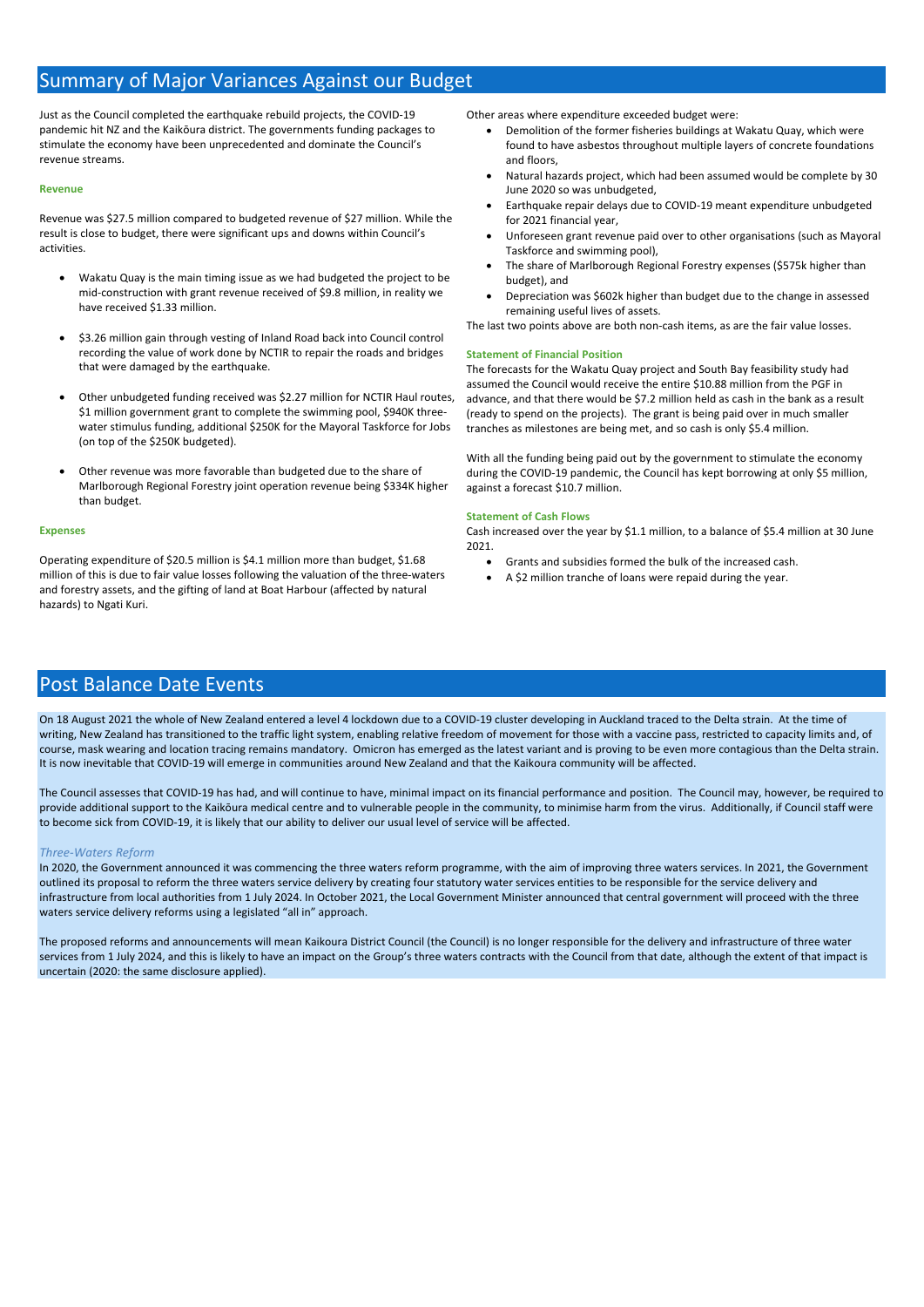# Summary of Major Variances Against our Budget

Just as the Council completed the earthquake rebuild projects, the COVID-19 pandemic hit NZ and the Kaikōura district. The governments funding packages to stimulate the economy have been unprecedented and dominate the Council's revenue streams.

### Revenue

Revenue was $27.5 million compared to budgeted revenue of $27 million. While the result is close to budget, there were significant ups and downs within Council's activities.

- Wakatu Quay is the main timing issue as we had budgeted the project to be mid-construction with grant revenue received of $9.8 million, in reality we have received $1.33 million.
- $3.26 million gain through vesting of Inland Road back into Council control recording the value of work done by NCTIR to repair the roads and bridges that were damaged by the earthquake.
- Other unbudgeted funding received was $2.27 million for NCTIR Haul routes, $1 million government grant to complete the swimming pool, $940K three-water stimulus funding, additional $250K for the Mayoral Taskforce for Jobs (on top of the $250K budgeted).
- Other revenue was more favorable than budgeted due to the share of Marlborough Regional Forestry joint operation revenue being $334K higher than budget.

### Expenses

Operating expenditure of $20.5 million is $4.1 million more than budget, $1.68 million of this is due to fair value losses following the valuation of the three-waters and forestry assets, and the gifting of land at Boat Harbour (affected by natural hazards) to Ngati Kuri.

Other areas where expenditure exceeded budget were:

- Demolition of the former fisheries buildings at Wakatu Quay, which were found to have asbestos throughout multiple layers of concrete foundations and floors,
- Natural hazards project, which had been assumed would be complete by 30 June 2020 so was unbudgeted,
- Earthquake repair delays due to COVID-19 meant expenditure unbudgeted for 2021 financial year,
- Unforeseen grant revenue paid over to other organisations (such as Mayoral Taskforce and swimming pool),
- The share of Marlborough Regional Forestry expenses ($575k higher than budget), and
- Depreciation was $602k higher than budget due to the change in assessed remaining useful lives of assets.

The last two points above are both non-cash items, as are the fair value losses.

### Statement of Financial Position

The forecasts for the Wakatu Quay project and South Bay feasibility study had assumed the Council would receive the entire $10.88 million from the PGF in advance, and that there would be $7.2 million held as cash in the bank as a result (ready to spend on the projects). The grant is being paid over in much smaller tranches as milestones are being met, and so cash is only $5.4 million.

With all the funding being paid out by the government to stimulate the economy during the COVID-19 pandemic, the Council has kept borrowing at only $5 million, against a forecast $10.7 million.

### Statement of Cash Flows

Cash increased over the year by $1.1 million, to a balance of $5.4 million at 30 June 2021.

- Grants and subsidies formed the bulk of the increased cash.
- A $2 million tranche of loans were repaid during the year.

# Post Balance Date Events

On 18 August 2021 the whole of New Zealand entered a level 4 lockdown due to a COVID-19 cluster developing in Auckland traced to the Delta strain. At the time of writing, New Zealand has transitioned to the traffic light system, enabling relative freedom of movement for those with a vaccine pass, restricted to capacity limits and, of course, mask wearing and location tracing remains mandatory. Omicron has emerged as the latest variant and is proving to be even more contagious than the Delta strain. It is now inevitable that COVID-19 will emerge in communities around New Zealand and that the Kaikoura community will be affected.

The Council assesses that COVID-19 has had, and will continue to have, minimal impact on its financial performance and position. The Council may, however, be required to provide additional support to the Kaikōura medical centre and to vulnerable people in the community, to minimise harm from the virus. Additionally, if Council staff were to become sick from COVID-19, it is likely that our ability to deliver our usual level of service will be affected.

### *Three-Waters Reform*

In 2020, the Government announced it was commencing the three waters reform programme, with the aim of improving three waters services. In 2021, the Government outlined its proposal to reform the three waters service delivery by creating four statutory water services entities to be responsible for the service delivery and infrastructure from local authorities from 1 July 2024. In October 2021, the Local Government Minister announced that central government will proceed with the three waters service delivery reforms using a legislated "all in" approach.

The proposed reforms and announcements will mean Kaikoura District Council (the Council) is no longer responsible for the delivery and infrastructure of three water services from 1 July 2024, and this is likely to have an impact on the Group's three waters contracts with the Council from that date, although the extent of that impact is uncertain (2020: the same disclosure applied).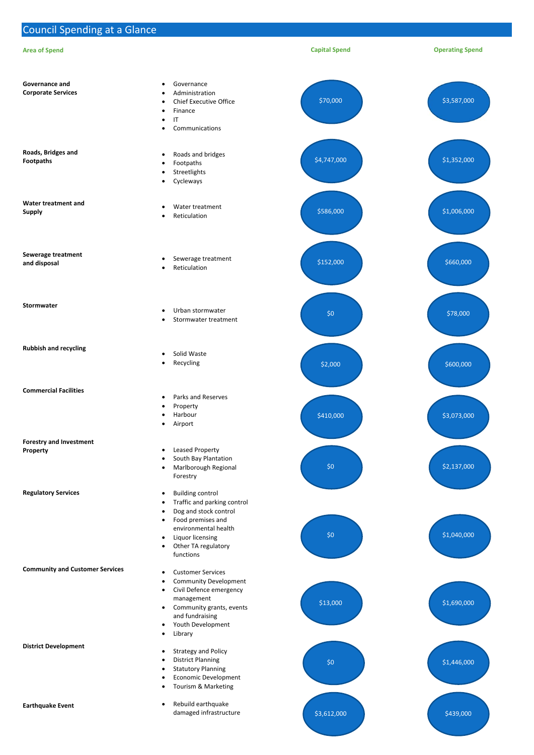# Council Spending at a Glance

| Area of Spend | | Capital Spend | Operating Spend |
|---|---|---|---|
| **Governance and Corporate Services** | • Governance<br>• Administration<br>• Chief Executive Office<br>• Finance<br>• IT<br>• Communications | $70,000 | $3,587,000 |
| **Roads, Bridges and Footpaths** | • Roads and bridges<br>• Footpaths<br>• Streetlights<br>• Cycleways | $4,747,000 | $1,352,000 |
| **Water treatment and Supply** | • Water treatment<br>• Reticulation | $586,000 | $1,006,000 |
| **Sewerage treatment and disposal** | • Sewerage treatment<br>• Reticulation | $152,000 | $660,000 |
| **Stormwater** | • Urban stormwater<br>• Stormwater treatment | $0 | $78,000 |
| **Rubbish and recycling** | • Solid Waste<br>• Recycling | $2,000 | $600,000 |
| **Commercial Facilities** | • Parks and Reserves<br>• Property<br>• Harbour<br>• Airport | $410,000 | $3,073,000 |
| **Forestry and Investment Property** | • Leased Property<br>• South Bay Plantation<br>• Marlborough Regional Forestry | $0 | $2,137,000 |
| **Regulatory Services** | • Building control<br>• Traffic and parking control<br>• Dog and stock control<br>• Food premises and environmental health<br>• Liquor licensing<br>• Other TA regulatory functions | $0 | $1,040,000 |
| **Community and Customer Services** | • Customer Services<br>• Community Development<br>• Civil Defence emergency management<br>• Community grants, events and fundraising<br>• Youth Development<br>• Library | $13,000 | $1,690,000 |
| **District Development** | • Strategy and Policy<br>• District Planning<br>• Statutory Planning<br>• Economic Development<br>• Tourism & Marketing | $0 | $1,446,000 |
| **Earthquake Event** | • Rebuild earthquake damaged infrastructure | $3,612,000 | $439,000 |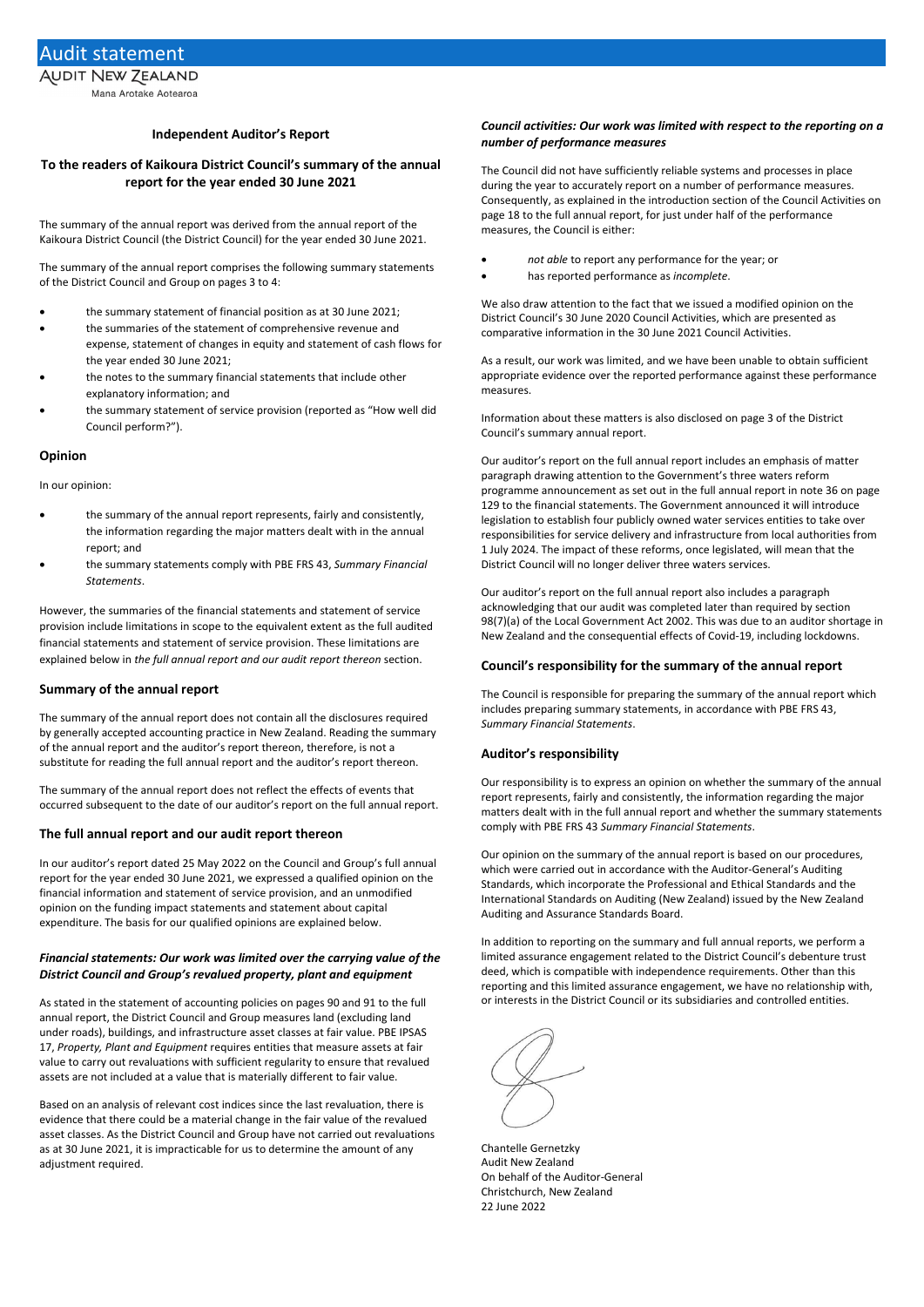# Audit statement

AUDIT NEW ZEALAND
Mana Arotake Aotearoa

## Independent Auditor's Report

## To the readers of Kaikoura District Council's summary of the annual report for the year ended 30 June 2021

The summary of the annual report was derived from the annual report of the Kaikoura District Council (the District Council) for the year ended 30 June 2021.

The summary of the annual report comprises the following summary statements of the District Council and Group on pages 3 to 4:

- the summary statement of financial position as at 30 June 2021;
- the summaries of the statement of comprehensive revenue and expense, statement of changes in equity and statement of cash flows for the year ended 30 June 2021;
- the notes to the summary financial statements that include other explanatory information; and
- the summary statement of service provision (reported as "How well did Council perform?").

### Opinion

In our opinion:

- the summary of the annual report represents, fairly and consistently, the information regarding the major matters dealt with in the annual report; and
- the summary statements comply with PBE FRS 43, *Summary Financial Statements*.

However, the summaries of the financial statements and statement of service provision include limitations in scope to the equivalent extent as the full audited financial statements and statement of service provision. These limitations are explained below in *the full annual report and our audit report thereon* section.

### Summary of the annual report

The summary of the annual report does not contain all the disclosures required by generally accepted accounting practice in New Zealand. Reading the summary of the annual report and the auditor's report thereon, therefore, is not a substitute for reading the full annual report and the auditor's report thereon.

The summary of the annual report does not reflect the effects of events that occurred subsequent to the date of our auditor's report on the full annual report.

### The full annual report and our audit report thereon

In our auditor's report dated 25 May 2022 on the Council and Group's full annual report for the year ended 30 June 2021, we expressed a qualified opinion on the financial information and statement of service provision, and an unmodified opinion on the funding impact statements and statement about capital expenditure. The basis for our qualified opinions are explained below.

#### *Financial statements: Our work was limited over the carrying value of the District Council and Group's revalued property, plant and equipment*

As stated in the statement of accounting policies on pages 90 and 91 to the full annual report, the District Council and Group measures land (excluding land under roads), buildings, and infrastructure asset classes at fair value. PBE IPSAS 17, *Property, Plant and Equipment* requires entities that measure assets at fair value to carry out revaluations with sufficient regularity to ensure that revalued assets are not included at a value that is materially different to fair value.

Based on an analysis of relevant cost indices since the last revaluation, there is evidence that there could be a material change in the fair value of the revalued asset classes. As the District Council and Group have not carried out revaluations as at 30 June 2021, it is impracticable for us to determine the amount of any adjustment required.

#### *Council activities: Our work was limited with respect to the reporting on a number of performance measures*

The Council did not have sufficiently reliable systems and processes in place during the year to accurately report on a number of performance measures. Consequently, as explained in the introduction section of the Council Activities on page 18 to the full annual report, for just under half of the performance measures, the Council is either:

- *not able* to report any performance for the year; or
- has reported performance as *incomplete*.

We also draw attention to the fact that we issued a modified opinion on the District Council's 30 June 2020 Council Activities, which are presented as comparative information in the 30 June 2021 Council Activities.

As a result, our work was limited, and we have been unable to obtain sufficient appropriate evidence over the reported performance against these performance measures.

Information about these matters is also disclosed on page 3 of the District Council's summary annual report.

Our auditor's report on the full annual report includes an emphasis of matter paragraph drawing attention to the Government's three waters reform programme announcement as set out in the full annual report in note 36 on page 129 to the financial statements. The Government announced it will introduce legislation to establish four publicly owned water services entities to take over responsibilities for service delivery and infrastructure from local authorities from 1 July 2024. The impact of these reforms, once legislated, will mean that the District Council will no longer deliver three waters services.

Our auditor's report on the full annual report also includes a paragraph acknowledging that our audit was completed later than required by section 98(7)(a) of the Local Government Act 2002. This was due to an auditor shortage in New Zealand and the consequential effects of Covid-19, including lockdowns.

### Council's responsibility for the summary of the annual report

The Council is responsible for preparing the summary of the annual report which includes preparing summary statements, in accordance with PBE FRS 43, *Summary Financial Statements*.

### Auditor's responsibility

Our responsibility is to express an opinion on whether the summary of the annual report represents, fairly and consistently, the information regarding the major matters dealt with in the full annual report and whether the summary statements comply with PBE FRS 43 *Summary Financial Statements*.

Our opinion on the summary of the annual report is based on our procedures, which were carried out in accordance with the Auditor-General's Auditing Standards, which incorporate the Professional and Ethical Standards and the International Standards on Auditing (New Zealand) issued by the New Zealand Auditing and Assurance Standards Board.

In addition to reporting on the summary and full annual reports, we perform a limited assurance engagement related to the District Council's debenture trust deed, which is compatible with independence requirements. Other than this reporting and this limited assurance engagement, we have no relationship with, or interests in the District Council or its subsidiaries and controlled entities.

Chantelle Gernetzky
Audit New Zealand
On behalf of the Auditor-General
Christchurch, New Zealand
22 June 2022